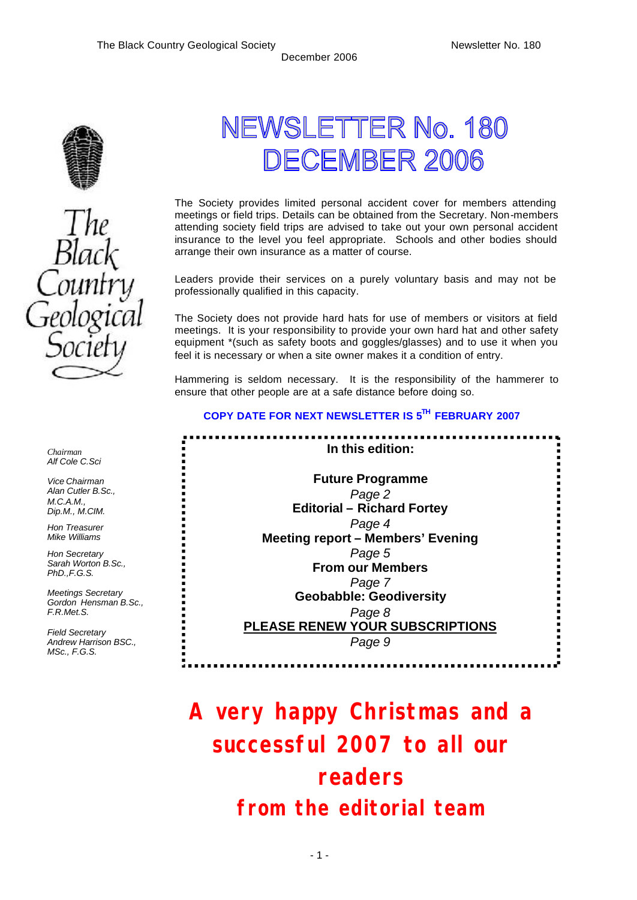The Black Country Geological Society — Newsletter No. 180 — December 2006

# NEWSLETTER No. 180
# DECEMBER 2006

The Black Country Geological Society

*Chairman*
*Alf Cole C.Sci*

*Vice Chairman*
*Alan Cutler B.Sc., M.C.A.M., Dip.M., M.CIM.*

*Hon Treasurer*
*Mike Williams*

*Hon Secretary*
*Sarah Worton B.Sc., PhD.,F.G.S.*

*Meetings Secretary*
*Gordon Hensman B.Sc., F.R.Met.S.*

*Field Secretary*
*Andrew Harrison BSC., MSc., F.G.S.*

The Society provides limited personal accident cover for members attending meetings or field trips. Details can be obtained from the Secretary. Non-members attending society field trips are advised to take out your own personal accident insurance to the level you feel appropriate. Schools and other bodies should arrange their own insurance as a matter of course.

Leaders provide their services on a purely voluntary basis and may not be professionally qualified in this capacity.

The Society does not provide hard hats for use of members or visitors at field meetings. It is your responsibility to provide your own hard hat and other safety equipment *(such as safety boots and goggles/glasses) and to use it when you feel it is necessary or when a site owner makes it a condition of entry.

Hammering is seldom necessary. It is the responsibility of the hammerer to ensure that other people are at a safe distance before doing so.

**COPY DATE FOR NEXT NEWSLETTER IS 5TH FEBRUARY 2007**

**In this edition:**

**Future Programme**
*Page 2*
**Editorial – Richard Fortey**
*Page 4*
**Meeting report – Members' Evening**
*Page 5*
**From our Members**
*Page 7*
**Geobabble: Geodiversity**
*Page 8*
**PLEASE RENEW YOUR SUBSCRIPTIONS**
*Page 9*

**A very happy Christmas and a successful 2007 to all our readers from the editorial team**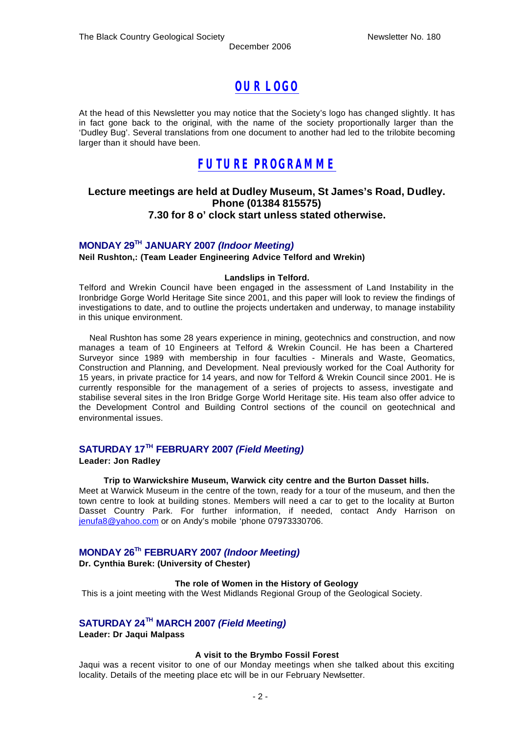## OUR LOGO

At the head of this Newsletter you may notice that the Society's logo has changed slightly. It has in fact gone back to the original, with the name of the society proportionally larger than the 'Dudley Bug'. Several translations from one document to another had led to the trilobite becoming larger than it should have been.

## FUTURE PROGRAMME

**Lecture meetings are held at Dudley Museum, St James's Road, Dudley.**
**Phone (01384 815575)**
**7.30 for 8 o' clock start unless stated otherwise.**

### MONDAY 29TH JANUARY 2007 *(Indoor Meeting)*

**Neil Rushton,: (Team Leader Engineering Advice Telford and Wrekin)**

**Landslips in Telford.**

Telford and Wrekin Council have been engaged in the assessment of Land Instability in the Ironbridge Gorge World Heritage Site since 2001, and this paper will look to review the findings of investigations to date, and to outline the projects undertaken and underway, to manage instability in this unique environment.

Neal Rushton has some 28 years experience in mining, geotechnics and construction, and now manages a team of 10 Engineers at Telford & Wrekin Council. He has been a Chartered Surveyor since 1989 with membership in four faculties - Minerals and Waste, Geomatics, Construction and Planning, and Development. Neal previously worked for the Coal Authority for 15 years, in private practice for 14 years, and now for Telford & Wrekin Council since 2001. He is currently responsible for the management of a series of projects to assess, investigate and stabilise several sites in the Iron Bridge Gorge World Heritage site. His team also offer advice to the Development Control and Building Control sections of the council on geotechnical and environmental issues.

### SATURDAY 17TH FEBRUARY 2007 *(Field Meeting)*

**Leader: Jon Radley**

**Trip to Warwickshire Museum, Warwick city centre and the Burton Dasset hills.**

Meet at Warwick Museum in the centre of the town, ready for a tour of the museum, and then the town centre to look at building stones. Members will need a car to get to the locality at Burton Dasset Country Park. For further information, if needed, contact Andy Harrison on jenufa8@yahoo.com or on Andy's mobile 'phone 07973330706.

### MONDAY 26Th FEBRUARY 2007 *(Indoor Meeting)*

**Dr. Cynthia Burek: (University of Chester)**

**The role of Women in the History of Geology**

This is a joint meeting with the West Midlands Regional Group of the Geological Society.

### SATURDAY 24TH MARCH 2007 *(Field Meeting)*

**Leader: Dr Jaqui Malpass**

**A visit to the Brymbo Fossil Forest**

Jaqui was a recent visitor to one of our Monday meetings when she talked about this exciting locality. Details of the meeting place etc will be in our February Newlsetter.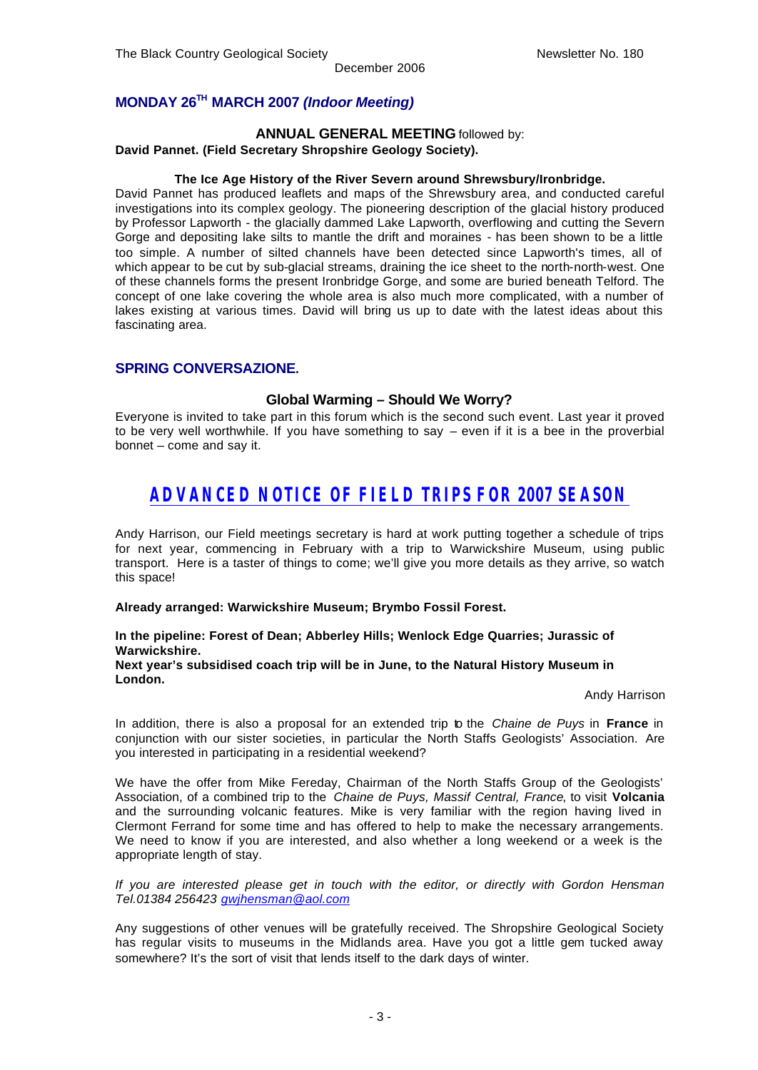## MONDAY 26TH MARCH 2007 *(Indoor Meeting)*

**ANNUAL GENERAL MEETING** followed by:

**David Pannet. (Field Secretary Shropshire Geology Society).**

**The Ice Age History of the River Severn around Shrewsbury/Ironbridge.**

David Pannet has produced leaflets and maps of the Shrewsbury area, and conducted careful investigations into its complex geology. The pioneering description of the glacial history produced by Professor Lapworth - the glacially dammed Lake Lapworth, overflowing and cutting the Severn Gorge and depositing lake silts to mantle the drift and moraines - has been shown to be a little too simple. A number of silted channels have been detected since Lapworth's times, all of which appear to be cut by sub-glacial streams, draining the ice sheet to the north-north-west. One of these channels forms the present Ironbridge Gorge, and some are buried beneath Telford. The concept of one lake covering the whole area is also much more complicated, with a number of lakes existing at various times. David will bring us up to date with the latest ideas about this fascinating area.

## SPRING CONVERSAZIONE.

**Global Warming – Should We Worry?**

Everyone is invited to take part in this forum which is the second such event. Last year it proved to be very well worthwhile. If you have something to say – even if it is a bee in the proverbial bonnet – come and say it.

# ADVANCED NOTICE OF FIELD TRIPS FOR 2007 SEASON

Andy Harrison, our Field meetings secretary is hard at work putting together a schedule of trips for next year, commencing in February with a trip to Warwickshire Museum, using public transport. Here is a taster of things to come; we'll give you more details as they arrive, so watch this space!

**Already arranged: Warwickshire Museum; Brymbo Fossil Forest.**

**In the pipeline: Forest of Dean; Abberley Hills; Wenlock Edge Quarries; Jurassic of Warwickshire.**

**Next year's subsidised coach trip will be in June, to the Natural History Museum in London.**

Andy Harrison

In addition, there is also a proposal for an extended trip to the *Chaine de Puys* in **France** in conjunction with our sister societies, in particular the North Staffs Geologists' Association. Are you interested in participating in a residential weekend?

We have the offer from Mike Fereday, Chairman of the North Staffs Group of the Geologists' Association, of a combined trip to the *Chaine de Puys, Massif Central, France*, to visit **Volcania** and the surrounding volcanic features. Mike is very familiar with the region having lived in Clermont Ferrand for some time and has offered to help to make the necessary arrangements. We need to know if you are interested, and also whether a long weekend or a week is the appropriate length of stay.

*If you are interested please get in touch with the editor, or directly with Gordon Hensman Tel.01384 256423 gwjhensman@aol.com*

Any suggestions of other venues will be gratefully received. The Shropshire Geological Society has regular visits to museums in the Midlands area. Have you got a little gem tucked away somewhere? It's the sort of visit that lends itself to the dark days of winter.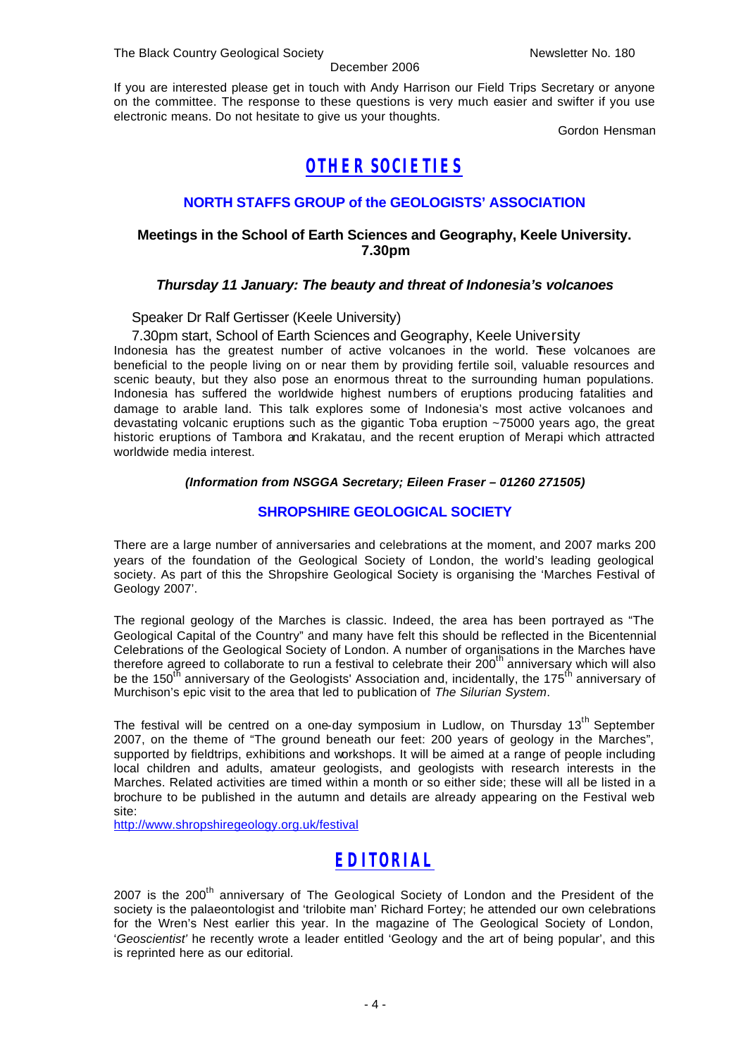If you are interested please get in touch with Andy Harrison our Field Trips Secretary or anyone on the committee. The response to these questions is very much easier and swifter if you use electronic means. Do not hesitate to give us your thoughts.

Gordon Hensman

# OTHER SOCIETIES

## NORTH STAFFS GROUP of the GEOLOGISTS' ASSOCIATION

### Meetings in the School of Earth Sciences and Geography, Keele University. 7.30pm

### *Thursday 11 January: The beauty and threat of Indonesia's volcanoes*

Speaker Dr Ralf Gertisser (Keele University)

7.30pm start, School of Earth Sciences and Geography, Keele University

Indonesia has the greatest number of active volcanoes in the world. These volcanoes are beneficial to the people living on or near them by providing fertile soil, valuable resources and scenic beauty, but they also pose an enormous threat to the surrounding human populations. Indonesia has suffered the worldwide highest numbers of eruptions producing fatalities and damage to arable land. This talk explores some of Indonesia's most active volcanoes and devastating volcanic eruptions such as the gigantic Toba eruption ~75000 years ago, the great historic eruptions of Tambora and Krakatau, and the recent eruption of Merapi which attracted worldwide media interest.

***(Information from NSGGA Secretary; Eileen Fraser – 01260 271505)***

## SHROPSHIRE GEOLOGICAL SOCIETY

There are a large number of anniversaries and celebrations at the moment, and 2007 marks 200 years of the foundation of the Geological Society of London, the world's leading geological society. As part of this the Shropshire Geological Society is organising the 'Marches Festival of Geology 2007'.

The regional geology of the Marches is classic. Indeed, the area has been portrayed as "The Geological Capital of the Country" and many have felt this should be reflected in the Bicentennial Celebrations of the Geological Society of London. A number of organisations in the Marches have therefore agreed to collaborate to run a festival to celebrate their 200th anniversary which will also be the 150th anniversary of the Geologists' Association and, incidentally, the 175th anniversary of Murchison's epic visit to the area that led to publication of *The Silurian System*.

The festival will be centred on a one-day symposium in Ludlow, on Thursday 13th September 2007, on the theme of "The ground beneath our feet: 200 years of geology in the Marches", supported by fieldtrips, exhibitions and workshops. It will be aimed at a range of people including local children and adults, amateur geologists, and geologists with research interests in the Marches. Related activities are timed within a month or so either side; these will all be listed in a brochure to be published in the autumn and details are already appearing on the Festival web site:

http://www.shropshiregeology.org.uk/festival

# EDITORIAL

2007 is the 200th anniversary of The Geological Society of London and the President of the society is the palaeontologist and 'trilobite man' Richard Fortey; he attended our own celebrations for the Wren's Nest earlier this year. In the magazine of The Geological Society of London, '*Geoscientist*' he recently wrote a leader entitled 'Geology and the art of being popular', and this is reprinted here as our editorial.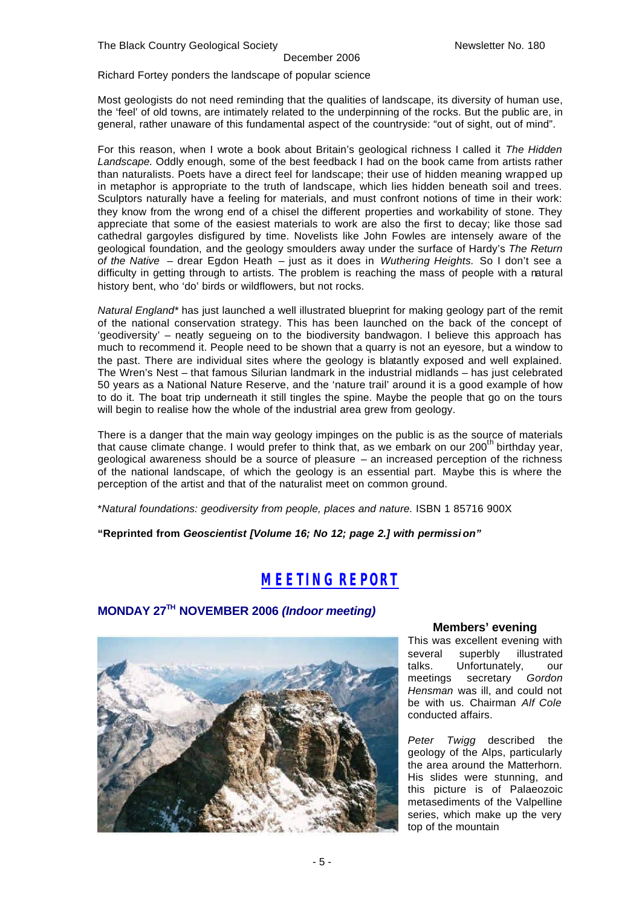Richard Fortey ponders the landscape of popular science

Most geologists do not need reminding that the qualities of landscape, its diversity of human use, the 'feel' of old towns, are intimately related to the underpinning of the rocks. But the public are, in general, rather unaware of this fundamental aspect of the countryside: "out of sight, out of mind".

For this reason, when I wrote a book about Britain's geological richness I called it *The Hidden Landscape.* Oddly enough, some of the best feedback I had on the book came from artists rather than naturalists. Poets have a direct feel for landscape; their use of hidden meaning wrapped up in metaphor is appropriate to the truth of landscape, which lies hidden beneath soil and trees. Sculptors naturally have a feeling for materials, and must confront notions of time in their work: they know from the wrong end of a chisel the different properties and workability of stone. They appreciate that some of the easiest materials to work are also the first to decay; like those sad cathedral gargoyles disfigured by time. Novelists like John Fowles are intensely aware of the geological foundation, and the geology smoulders away under the surface of Hardy's *The Return of the Native* – drear Egdon Heath – just as it does in *Wuthering Heights.* So I don't see a difficulty in getting through to artists. The problem is reaching the mass of people with a natural history bent, who 'do' birds or wildflowers, but not rocks.

*Natural England** has just launched a well illustrated blueprint for making geology part of the remit of the national conservation strategy. This has been launched on the back of the concept of 'geodiversity' – neatly segueing on to the biodiversity bandwagon. I believe this approach has much to recommend it. People need to be shown that a quarry is not an eyesore, but a window to the past. There are individual sites where the geology is blatantly exposed and well explained. The Wren's Nest – that famous Silurian landmark in the industrial midlands – has just celebrated 50 years as a National Nature Reserve, and the 'nature trail' around it is a good example of how to do it. The boat trip underneath it still tingles the spine. Maybe the people that go on the tours will begin to realise how the whole of the industrial area grew from geology.

There is a danger that the main way geology impinges on the public is as the source of materials that cause climate change. I would prefer to think that, as we embark on our 200th birthday year, geological awareness should be a source of pleasure – an increased perception of the richness of the national landscape, of which the geology is an essential part. Maybe this is where the perception of the artist and that of the naturalist meet on common ground.

**Natural foundations: geodiversity from people, places and nature.* ISBN 1 85716 900X

**"Reprinted from *Geoscientist [Volume 16; No 12; page 2.] with permission"***

# MEETING REPORT

## MONDAY 27TH NOVEMBER 2006 *(Indoor meeting)*

### Members' evening

This was excellent evening with several superbly illustrated talks. Unfortunately, our meetings secretary *Gordon Hensman* was ill, and could not be with us. Chairman *Alf Cole* conducted affairs.

*Peter Twigg* described the geology of the Alps, particularly the area around the Matterhorn. His slides were stunning, and this picture is of Palaeozoic metasediments of the Valpelline series, which make up the very top of the mountain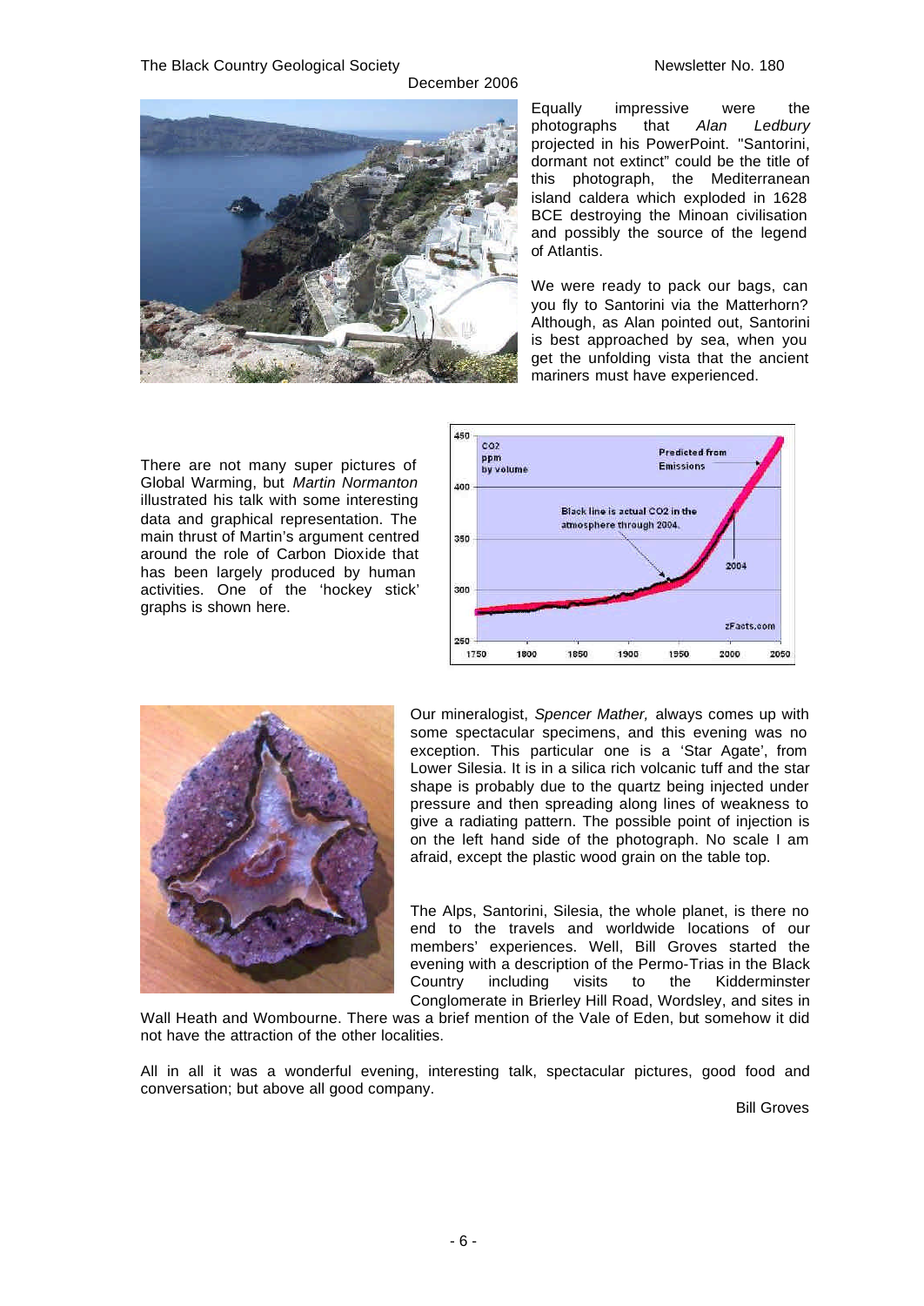Equally impressive were the photographs that *Alan Ledbury* projected in his PowerPoint. "Santorini, dormant not extinct" could be the title of this photograph, the Mediterranean island caldera which exploded in 1628 BCE destroying the Minoan civilisation and possibly the source of the legend of Atlantis.

We were ready to pack our bags, can you fly to Santorini via the Matterhorn? Although, as Alan pointed out, Santorini is best approached by sea, when you get the unfolding vista that the ancient mariners must have experienced.

There are not many super pictures of Global Warming, but *Martin Normanton* illustrated his talk with some interesting data and graphical representation. The main thrust of Martin's argument centred around the role of Carbon Dioxide that has been largely produced by human activities. One of the 'hockey stick' graphs is shown here.

Our mineralogist, *Spencer Mather,* always comes up with some spectacular specimens, and this evening was no exception. This particular one is a 'Star Agate', from Lower Silesia. It is in a silica rich volcanic tuff and the star shape is probably due to the quartz being injected under pressure and then spreading along lines of weakness to give a radiating pattern. The possible point of injection is on the left hand side of the photograph. No scale I am afraid, except the plastic wood grain on the table top.

The Alps, Santorini, Silesia, the whole planet, is there no end to the travels and worldwide locations of our members' experiences. Well, Bill Groves started the evening with a description of the Permo-Trias in the Black Country including visits to the Kidderminster Conglomerate in Brierley Hill Road, Wordsley, and sites in Wall Heath and Wombourne. There was a brief mention of the Vale of Eden, but somehow it did not have the attraction of the other localities.

All in all it was a wonderful evening, interesting talk, spectacular pictures, good food and conversation; but above all good company.

Bill Groves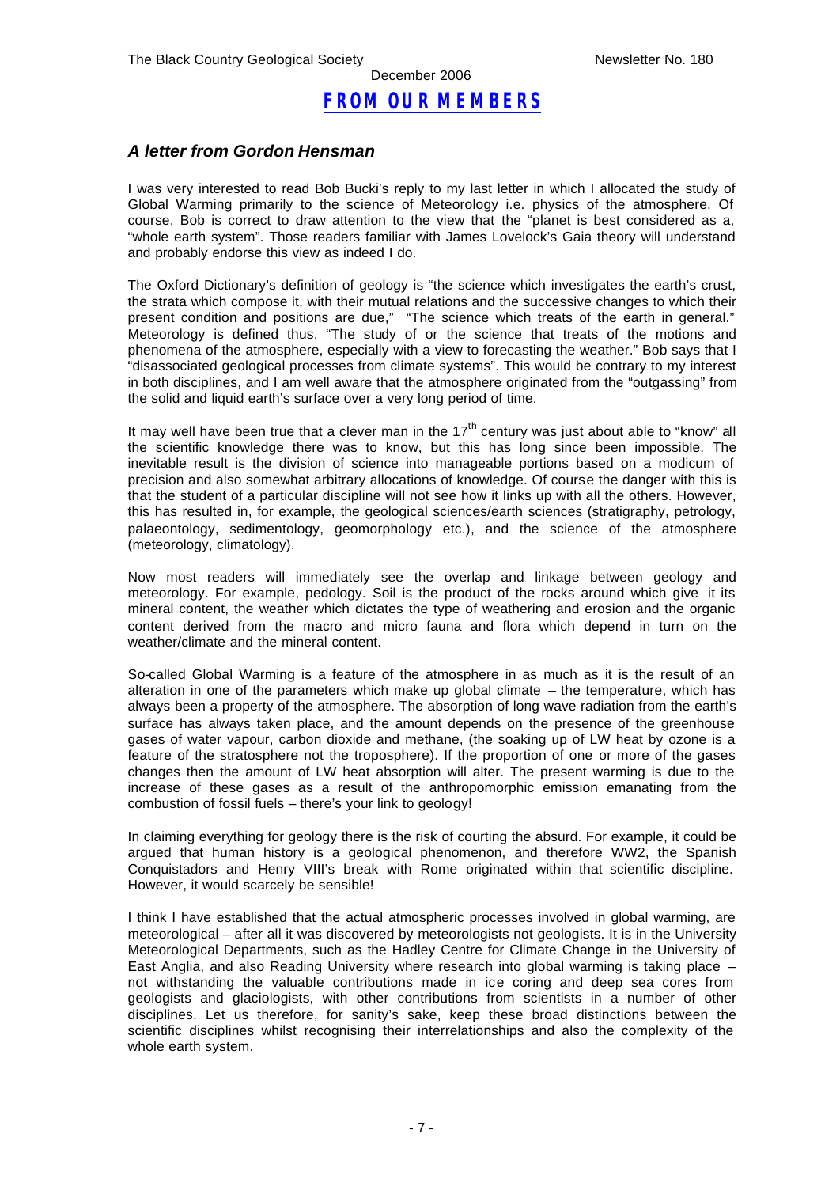## FROM OUR MEMBERS

### *A letter from Gordon Hensman*

I was very interested to read Bob Bucki's reply to my last letter in which I allocated the study of Global Warming primarily to the science of Meteorology i.e. physics of the atmosphere. Of course, Bob is correct to draw attention to the view that the "planet is best considered as a, "whole earth system". Those readers familiar with James Lovelock's Gaia theory will understand and probably endorse this view as indeed I do.

The Oxford Dictionary's definition of geology is "the science which investigates the earth's crust, the strata which compose it, with their mutual relations and the successive changes to which their present condition and positions are due," "The science which treats of the earth in general." Meteorology is defined thus. "The study of or the science that treats of the motions and phenomena of the atmosphere, especially with a view to forecasting the weather." Bob says that I "disassociated geological processes from climate systems". This would be contrary to my interest in both disciplines, and I am well aware that the atmosphere originated from the "outgassing" from the solid and liquid earth's surface over a very long period of time.

It may well have been true that a clever man in the 17th century was just about able to "know" all the scientific knowledge there was to know, but this has long since been impossible. The inevitable result is the division of science into manageable portions based on a modicum of precision and also somewhat arbitrary allocations of knowledge. Of course the danger with this is that the student of a particular discipline will not see how it links up with all the others. However, this has resulted in, for example, the geological sciences/earth sciences (stratigraphy, petrology, palaeontology, sedimentology, geomorphology etc.), and the science of the atmosphere (meteorology, climatology).

Now most readers will immediately see the overlap and linkage between geology and meteorology. For example, pedology. Soil is the product of the rocks around which give it its mineral content, the weather which dictates the type of weathering and erosion and the organic content derived from the macro and micro fauna and flora which depend in turn on the weather/climate and the mineral content.

So-called Global Warming is a feature of the atmosphere in as much as it is the result of an alteration in one of the parameters which make up global climate – the temperature, which has always been a property of the atmosphere. The absorption of long wave radiation from the earth's surface has always taken place, and the amount depends on the presence of the greenhouse gases of water vapour, carbon dioxide and methane, (the soaking up of LW heat by ozone is a feature of the stratosphere not the troposphere). If the proportion of one or more of the gases changes then the amount of LW heat absorption will alter. The present warming is due to the increase of these gases as a result of the anthropomorphic emission emanating from the combustion of fossil fuels – there's your link to geology!

In claiming everything for geology there is the risk of courting the absurd. For example, it could be argued that human history is a geological phenomenon, and therefore WW2, the Spanish Conquistadors and Henry VIII's break with Rome originated within that scientific discipline. However, it would scarcely be sensible!

I think I have established that the actual atmospheric processes involved in global warming, are meteorological – after all it was discovered by meteorologists not geologists. It is in the University Meteorological Departments, such as the Hadley Centre for Climate Change in the University of East Anglia, and also Reading University where research into global warming is taking place – not withstanding the valuable contributions made in ice coring and deep sea cores from geologists and glaciologists, with other contributions from scientists in a number of other disciplines. Let us therefore, for sanity's sake, keep these broad distinctions between the scientific disciplines whilst recognising their interrelationships and also the complexity of the whole earth system.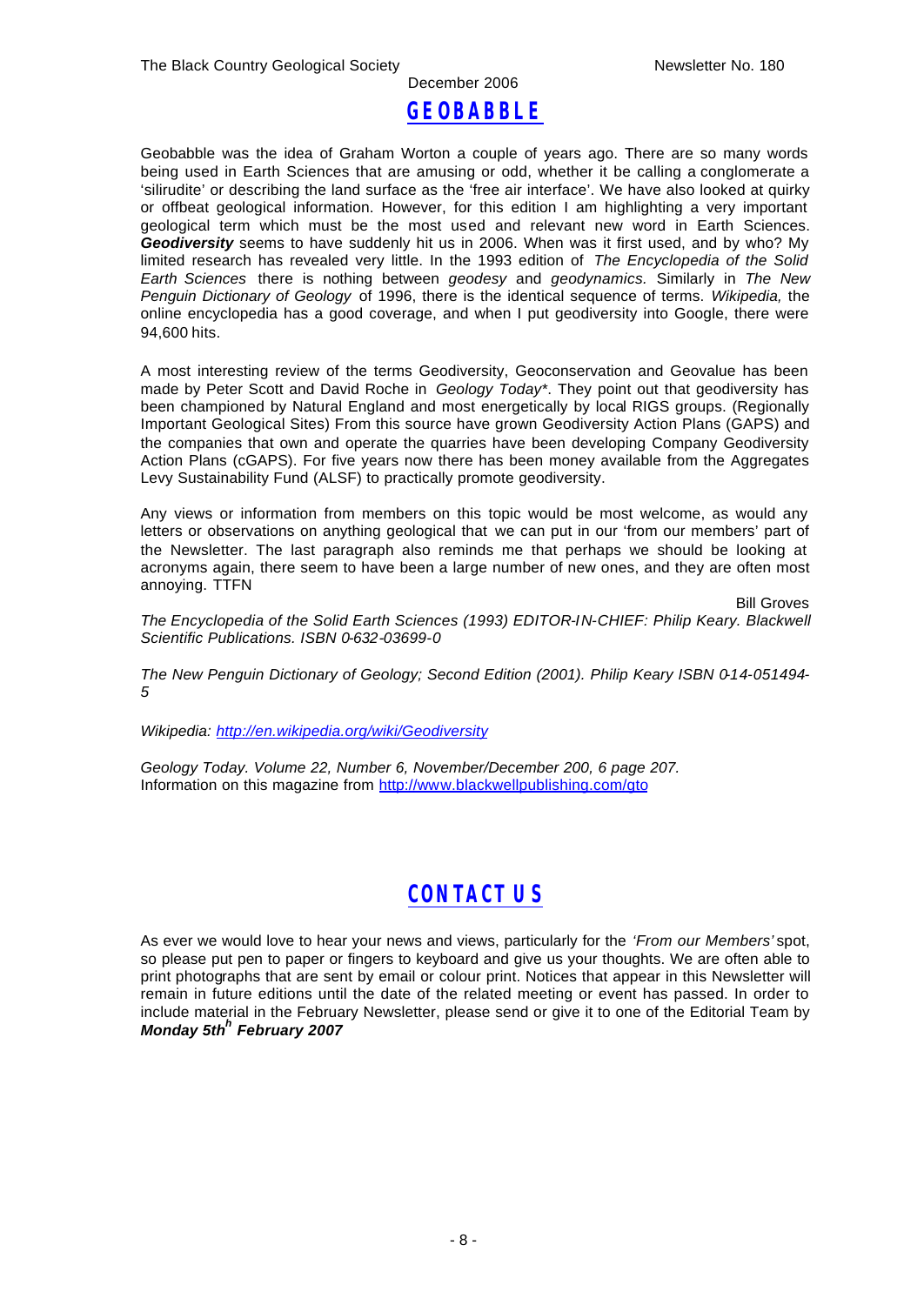## GEOBABBLE

Geobabble was the idea of Graham Worton a couple of years ago. There are so many words being used in Earth Sciences that are amusing or odd, whether it be calling a conglomerate a 'silirudite' or describing the land surface as the 'free air interface'. We have also looked at quirky or offbeat geological information. However, for this edition I am highlighting a very important geological term which must be the most used and relevant new word in Earth Sciences. ***Geodiversity*** seems to have suddenly hit us in 2006. When was it first used, and by who? My limited research has revealed very little. In the 1993 edition of *The Encyclopedia of the Solid Earth Sciences* there is nothing between *geodesy* and *geodynamics.* Similarly in *The New Penguin Dictionary of Geology* of 1996, there is the identical sequence of terms. *Wikipedia,* the online encyclopedia has a good coverage, and when I put geodiversity into Google, there were 94,600 hits.

A most interesting review of the terms Geodiversity, Geoconservation and Geovalue has been made by Peter Scott and David Roche in *Geology Today\*.* They point out that geodiversity has been championed by Natural England and most energetically by local RIGS groups. (Regionally Important Geological Sites) From this source have grown Geodiversity Action Plans (GAPS) and the companies that own and operate the quarries have been developing Company Geodiversity Action Plans (cGAPS). For five years now there has been money available from the Aggregates Levy Sustainability Fund (ALSF) to practically promote geodiversity.

Any views or information from members on this topic would be most welcome, as would any letters or observations on anything geological that we can put in our 'from our members' part of the Newsletter. The last paragraph also reminds me that perhaps we should be looking at acronyms again, there seem to have been a large number of new ones, and they are often most annoying. TTFN

Bill Groves

*The Encyclopedia of the Solid Earth Sciences (1993) EDITOR-IN-CHIEF: Philip Keary. Blackwell Scientific Publications. ISBN 0-632-03699-0*

*The New Penguin Dictionary of Geology; Second Edition (2001). Philip Keary ISBN 0-14-051494-5*

*Wikipedia: http://en.wikipedia.org/wiki/Geodiversity*

*Geology Today. Volume 22, Number 6, November/December 200, 6 page 207.*
Information on this magazine from http://www.blackwellpublishing.com/gto

## CONTACT US

As ever we would love to hear your news and views, particularly for the *'From our Members'* spot, so please put pen to paper or fingers to keyboard and give us your thoughts. We are often able to print photographs that are sent by email or colour print. Notices that appear in this Newsletter will remain in future editions until the date of the related meeting or event has passed. In order to include material in the February Newsletter, please send or give it to one of the Editorial Team by ***Monday 5th^h February 2007***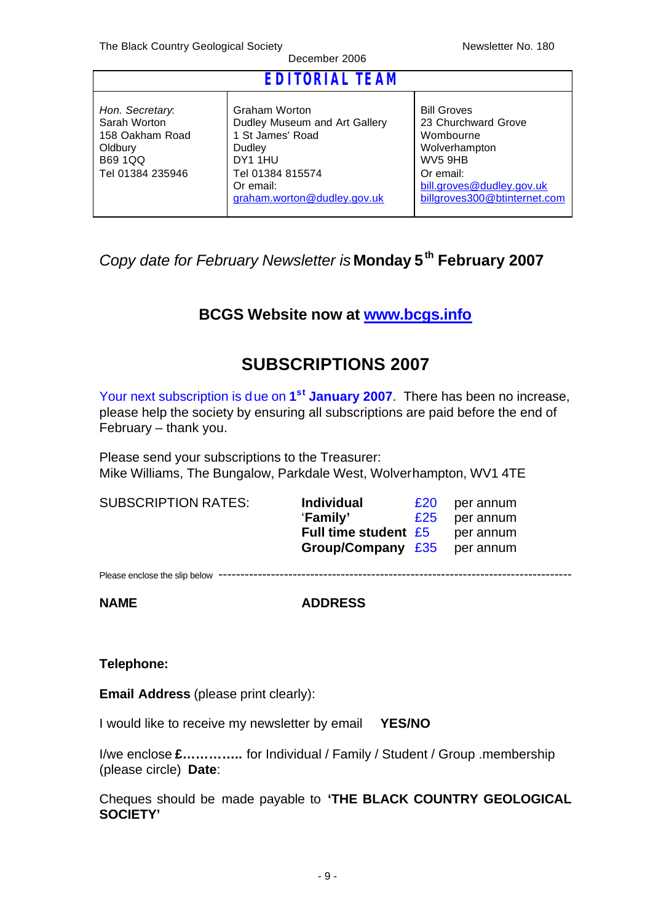## EDITORIAL TEAM

| | | |
|---|---|---|
| *Hon. Secretary*: Sarah Worton 158 Oakham Road Oldbury B69 1QQ Tel 01384 235946 | Graham Worton Dudley Museum and Art Gallery 1 St James' Road Dudley DY1 1HU Tel 01384 815574 Or email: graham.worton@dudley.gov.uk | Bill Groves 23 Churchward Grove Wombourne Wolverhampton WV5 9HB Or email: bill.groves@dudley.gov.uk billgroves300@btinternet.com |

*Copy date for February Newsletter is* **Monday 5th February 2007**

### BCGS Website now at [www.bcgs.info](http://www.bcgs.info)

## SUBSCRIPTIONS 2007

Your next subscription is due on **1st January 2007**. There has been no increase, please help the society by ensuring all subscriptions are paid before the end of February – thank you.

Please send your subscriptions to the Treasurer:
Mike Williams, The Bungalow, Parkdale West, Wolverhampton, WV1 4TE

| SUBSCRIPTION RATES: | | | |
|---|---|---|---|
| | **Individual** | £20 | per annum |
| | **'Family'** | £25 | per annum |
| | **Full time student** | £5 | per annum |
| | **Group/Company** | £35 | per annum |

Please enclose the slip below ---------------------------------------------------------------------------

**NAME** **ADDRESS**

**Telephone:**

**Email Address** (please print clearly):

I would like to receive my newsletter by email **YES/NO**

I/we enclose **£…………..** for Individual / Family / Student / Group .membership (please circle) **Date**:

Cheques should be made payable to **'THE BLACK COUNTRY GEOLOGICAL SOCIETY'**